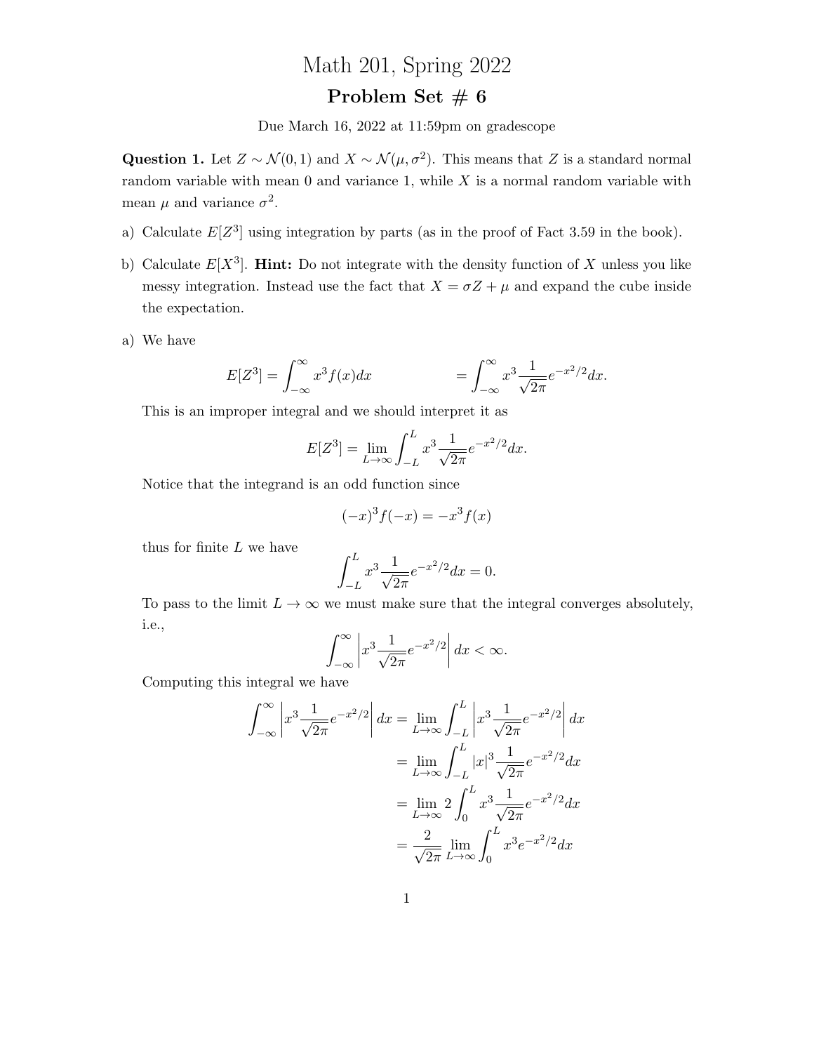# Math 201, Spring 2022

## Problem Set # 6

Due March 16, 2022 at 11:59pm on gradescope

**Question 1.** Let $Z \sim \mathcal{N}(0,1)$ and $X \sim \mathcal{N}(\mu, \sigma^2)$. This means that $Z$ is a standard normal random variable with mean 0 and variance 1, while $X$ is a normal random variable with mean $\mu$ and variance $\sigma^2$.

a) Calculate $E[Z^3]$ using integration by parts (as in the proof of Fact 3.59 in the book).

b) Calculate $E[X^3]$. **Hint:** Do not integrate with the density function of $X$ unless you like messy integration. Instead use the fact that $X = \sigma Z + \mu$ and expand the cube inside the expectation.

a) We have

$$E[Z^3] = \int_{-\infty}^{\infty} x^3 f(x)dx \qquad = \int_{-\infty}^{\infty} x^3 \frac{1}{\sqrt{2\pi}} e^{-x^2/2} dx.$$

This is an improper integral and we should interpret it as

$$E[Z^3] = \lim_{L \to \infty} \int_{-L}^{L} x^3 \frac{1}{\sqrt{2\pi}} e^{-x^2/2} dx.$$

Notice that the integrand is an odd function since

$$(-x)^3 f(-x) = -x^3 f(x)$$

thus for finite $L$ we have

$$\int_{-L}^{L} x^3 \frac{1}{\sqrt{2\pi}} e^{-x^2/2} dx = 0.$$

To pass to the limit $L \to \infty$ we must make sure that the integral converges absolutely, i.e.,

$$\int_{-\infty}^{\infty} \left| x^3 \frac{1}{\sqrt{2\pi}} e^{-x^2/2} \right| dx < \infty.$$

Computing this integral we have

$$\begin{aligned}
\int_{-\infty}^{\infty} \left| x^3 \frac{1}{\sqrt{2\pi}} e^{-x^2/2} \right| dx &= \lim_{L \to \infty} \int_{-L}^{L} \left| x^3 \frac{1}{\sqrt{2\pi}} e^{-x^2/2} \right| dx \\
&= \lim_{L \to \infty} \int_{-L}^{L} |x|^3 \frac{1}{\sqrt{2\pi}} e^{-x^2/2} dx \\
&= \lim_{L \to \infty} 2 \int_{0}^{L} x^3 \frac{1}{\sqrt{2\pi}} e^{-x^2/2} dx \\
&= \frac{2}{\sqrt{2\pi}} \lim_{L \to \infty} \int_{0}^{L} x^3 e^{-x^2/2} dx
\end{aligned}$$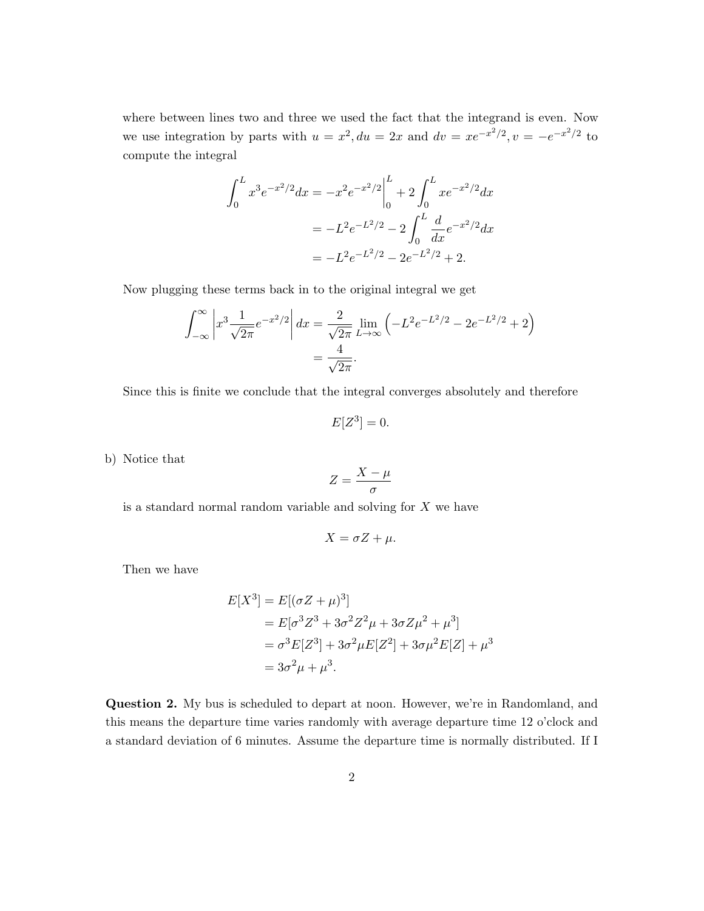where between lines two and three we used the fact that the integrand is even. Now we use integration by parts with $u = x^2, du = 2x$ and $dv = xe^{-x^2/2}, v = -e^{-x^2/2}$ to compute the integral

$$\begin{aligned}
\int_0^L x^3 e^{-x^2/2} dx &= -x^2 e^{-x^2/2}\Big|_0^L + 2\int_0^L xe^{-x^2/2} dx \\
&= -L^2 e^{-L^2/2} - 2\int_0^L \frac{d}{dx} e^{-x^2/2} dx \\
&= -L^2 e^{-L^2/2} - 2e^{-L^2/2} + 2.
\end{aligned}$$

Now plugging these terms back in to the original integral we get

$$\begin{aligned}
\int_{-\infty}^{\infty} \left| x^3 \frac{1}{\sqrt{2\pi}} e^{-x^2/2} \right| dx &= \frac{2}{\sqrt{2\pi}} \lim_{L\to\infty} \left( -L^2 e^{-L^2/2} - 2e^{-L^2/2} + 2 \right) \\
&= \frac{4}{\sqrt{2\pi}}.
\end{aligned}$$

Since this is finite we conclude that the integral converges absolutely and therefore

$$E[Z^3] = 0.$$

b) Notice that

$$Z = \frac{X - \mu}{\sigma}$$

is a standard normal random variable and solving for $X$ we have

$$X = \sigma Z + \mu.$$

Then we have

$$\begin{aligned}
E[X^3] &= E[(\sigma Z + \mu)^3] \\
&= E[\sigma^3 Z^3 + 3\sigma^2 Z^2 \mu + 3\sigma Z \mu^2 + \mu^3] \\
&= \sigma^3 E[Z^3] + 3\sigma^2 \mu E[Z^2] + 3\sigma \mu^2 E[Z] + \mu^3 \\
&= 3\sigma^2 \mu + \mu^3.
\end{aligned}$$

**Question 2.** My bus is scheduled to depart at noon. However, we're in Randomland, and this means the departure time varies randomly with average departure time 12 o'clock and a standard deviation of 6 minutes. Assume the departure time is normally distributed. If I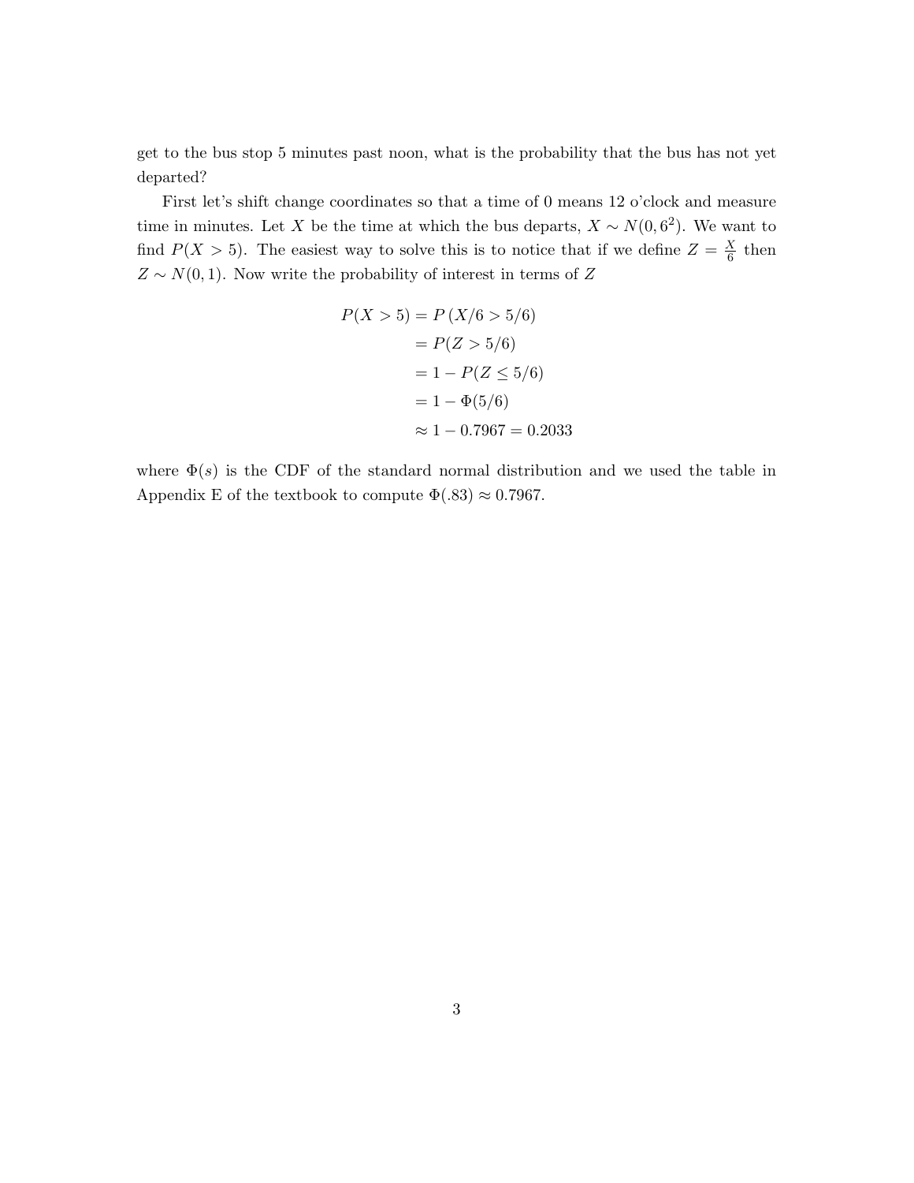get to the bus stop 5 minutes past noon, what is the probability that the bus has not yet departed?

First let's shift change coordinates so that a time of 0 means 12 o'clock and measure time in minutes. Let $X$ be the time at which the bus departs, $X \sim N(0, 6^2)$. We want to find $P(X > 5)$. The easiest way to solve this is to notice that if we define $Z = \frac{X}{6}$ then $Z \sim N(0, 1)$. Now write the probability of interest in terms of $Z$

$$
\begin{aligned}
P(X > 5) &= P\left(X/6 > 5/6\right) \\
&= P(Z > 5/6) \\
&= 1 - P(Z \leq 5/6) \\
&= 1 - \Phi(5/6) \\
&\approx 1 - 0.7967 = 0.2033
\end{aligned}
$$

where $\Phi(s)$ is the CDF of the standard normal distribution and we used the table in Appendix E of the textbook to compute $\Phi(.83) \approx 0.7967$.